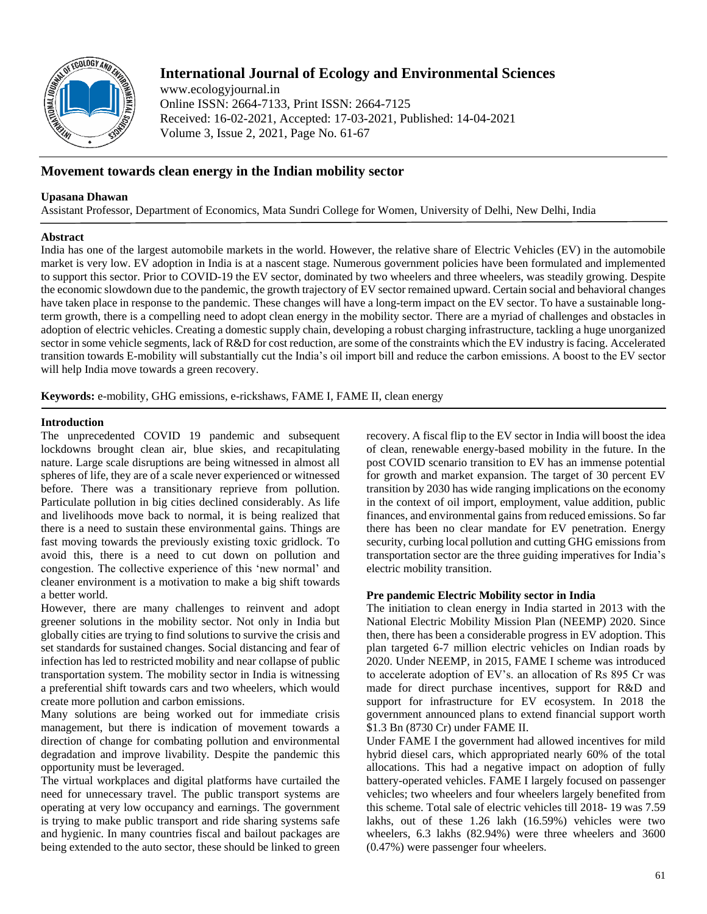# International Journal of Ecology and Environmental Sciences

www.ecologyjournal.in
Online ISSN: 2664-7133, Print ISSN: 2664-7125
Received: 16-02-2021, Accepted: 17-03-2021, Published: 14-04-2021
Volume 3, Issue 2, 2021, Page No. 61-67

## Movement towards clean energy in the Indian mobility sector

**Upasana Dhawan**

Assistant Professor, Department of Economics, Mata Sundri College for Women, University of Delhi, New Delhi, India

### Abstract

India has one of the largest automobile markets in the world. However, the relative share of Electric Vehicles (EV) in the automobile market is very low. EV adoption in India is at a nascent stage. Numerous government policies have been formulated and implemented to support this sector. Prior to COVID-19 the EV sector, dominated by two wheelers and three wheelers, was steadily growing. Despite the economic slowdown due to the pandemic, the growth trajectory of EV sector remained upward. Certain social and behavioral changes have taken place in response to the pandemic. These changes will have a long-term impact on the EV sector. To have a sustainable long-term growth, there is a compelling need to adopt clean energy in the mobility sector. There are a myriad of challenges and obstacles in adoption of electric vehicles. Creating a domestic supply chain, developing a robust charging infrastructure, tackling a huge unorganized sector in some vehicle segments, lack of R&D for cost reduction, are some of the constraints which the EV industry is facing. Accelerated transition towards E-mobility will substantially cut the India's oil import bill and reduce the carbon emissions. A boost to the EV sector will help India move towards a green recovery.

**Keywords:** e-mobility, GHG emissions, e-rickshaws, FAME I, FAME II, clean energy

### Introduction

The unprecedented COVID 19 pandemic and subsequent lockdowns brought clean air, blue skies, and recapitulating nature. Large scale disruptions are being witnessed in almost all spheres of life, they are of a scale never experienced or witnessed before. There was a transitionary reprieve from pollution. Particulate pollution in big cities declined considerably. As life and livelihoods move back to normal, it is being realized that there is a need to sustain these environmental gains. Things are fast moving towards the previously existing toxic gridlock. To avoid this, there is a need to cut down on pollution and congestion. The collective experience of this 'new normal' and cleaner environment is a motivation to make a big shift towards a better world.

However, there are many challenges to reinvent and adopt greener solutions in the mobility sector. Not only in India but globally cities are trying to find solutions to survive the crisis and set standards for sustained changes. Social distancing and fear of infection has led to restricted mobility and near collapse of public transportation system. The mobility sector in India is witnessing a preferential shift towards cars and two wheelers, which would create more pollution and carbon emissions.

Many solutions are being worked out for immediate crisis management, but there is indication of movement towards a direction of change for combating pollution and environmental degradation and improve livability. Despite the pandemic this opportunity must be leveraged.

The virtual workplaces and digital platforms have curtailed the need for unnecessary travel. The public transport systems are operating at very low occupancy and earnings. The government is trying to make public transport and ride sharing systems safe and hygienic. In many countries fiscal and bailout packages are being extended to the auto sector, these should be linked to green recovery. A fiscal flip to the EV sector in India will boost the idea of clean, renewable energy-based mobility in the future. In the post COVID scenario transition to EV has an immense potential for growth and market expansion. The target of 30 percent EV transition by 2030 has wide ranging implications on the economy in the context of oil import, employment, value addition, public finances, and environmental gains from reduced emissions. So far there has been no clear mandate for EV penetration. Energy security, curbing local pollution and cutting GHG emissions from transportation sector are the three guiding imperatives for India's electric mobility transition.

### Pre pandemic Electric Mobility sector in India

The initiation to clean energy in India started in 2013 with the National Electric Mobility Mission Plan (NEEMP) 2020. Since then, there has been a considerable progress in EV adoption. This plan targeted 6-7 million electric vehicles on Indian roads by 2020. Under NEEMP, in 2015, FAME I scheme was introduced to accelerate adoption of EV's. an allocation of Rs 895 Cr was made for direct purchase incentives, support for R&D and support for infrastructure for EV ecosystem. In 2018 the government announced plans to extend financial support worth \$1.3 Bn (8730 Cr) under FAME II.

Under FAME I the government had allowed incentives for mild hybrid diesel cars, which appropriated nearly 60% of the total allocations. This had a negative impact on adoption of fully battery-operated vehicles. FAME I largely focused on passenger vehicles; two wheelers and four wheelers largely benefited from this scheme. Total sale of electric vehicles till 2018- 19 was 7.59 lakhs, out of these 1.26 lakh (16.59%) vehicles were two wheelers, 6.3 lakhs (82.94%) were three wheelers and 3600 (0.47%) were passenger four wheelers.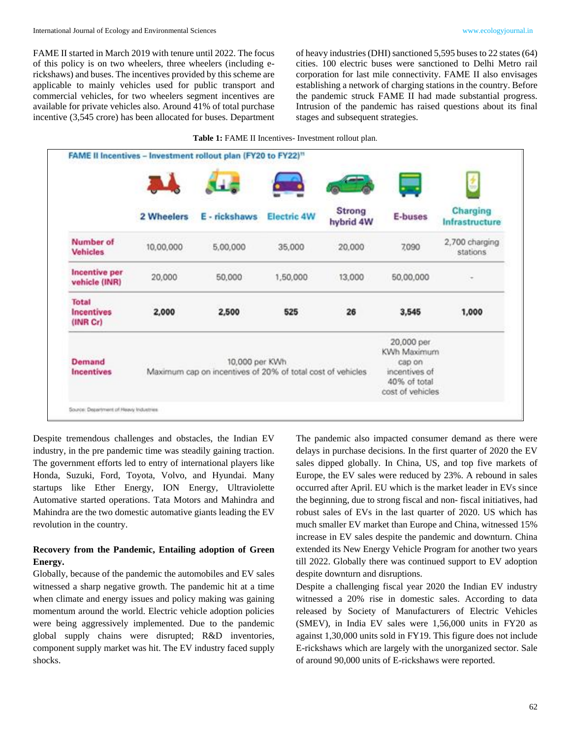FAME II started in March 2019 with tenure until 2022. The focus of this policy is on two wheelers, three wheelers (including e-rickshaws) and buses. The incentives provided by this scheme are applicable to mainly vehicles used for public transport and commercial vehicles, for two wheelers segment incentives are available for private vehicles also. Around 41% of total purchase incentive (3,545 crore) has been allocated for buses. Department of heavy industries (DHI) sanctioned 5,595 buses to 22 states (64) cities. 100 electric buses were sanctioned to Delhi Metro rail corporation for last mile connectivity. FAME II also envisages establishing a network of charging stations in the country. Before the pandemic struck FAME II had made substantial progress. Intrusion of the pandemic has raised questions about its final stages and subsequent strategies.

**Table 1:** FAME II Incentives- Investment rollout plan.

FAME II Incentives – Investment rollout plan (FY20 to FY22)[11]

| | 2 Wheelers | E - rickshaws | Electric 4W | Strong hybrid 4W | E-buses | Charging Infrastructure |
|---|---|---|---|---|---|---|
| Number of Vehicles | 10,00,000 | 5,00,000 | 35,000 | 20,000 | 7,090 | 2,700 charging stations |
| Incentive per vehicle (INR) | 20,000 | 50,000 | 1,50,000 | 13,000 | 50,00,000 | - |
| Total Incentives (INR Cr) | **2,000** | **2,500** | **525** | **26** | **3,545** | **1,000** |
| Demand Incentives | 10,000 per KWh Maximum cap on incentives of 20% of total cost of vehicles | | | | 20,000 per KWh Maximum cap on incentives of 40% of total cost of vehicles | |

Source: Department of Heavy Industries

Despite tremendous challenges and obstacles, the Indian EV industry, in the pre pandemic time was steadily gaining traction. The government efforts led to entry of international players like Honda, Suzuki, Ford, Toyota, Volvo, and Hyundai. Many startups like Ether Energy, ION Energy, Ultraviolette Automative started operations. Tata Motors and Mahindra and Mahindra are the two domestic automative giants leading the EV revolution in the country.

**Recovery from the Pandemic, Entailing adoption of Green Energy.**

Globally, because of the pandemic the automobiles and EV sales witnessed a sharp negative growth. The pandemic hit at a time when climate and energy issues and policy making was gaining momentum around the world. Electric vehicle adoption policies were being aggressively implemented. Due to the pandemic global supply chains were disrupted; R&D inventories, component supply market was hit. The EV industry faced supply shocks.

The pandemic also impacted consumer demand as there were delays in purchase decisions. In the first quarter of 2020 the EV sales dipped globally. In China, US, and top five markets of Europe, the EV sales were reduced by 23%. A rebound in sales occurred after April. EU which is the market leader in EVs since the beginning, due to strong fiscal and non- fiscal initiatives, had robust sales of EVs in the last quarter of 2020. US which has much smaller EV market than Europe and China, witnessed 15% increase in EV sales despite the pandemic and downturn. China extended its New Energy Vehicle Program for another two years till 2022. Globally there was continued support to EV adoption despite downturn and disruptions.

Despite a challenging fiscal year 2020 the Indian EV industry witnessed a 20% rise in domestic sales. According to data released by Society of Manufacturers of Electric Vehicles (SMEV), in India EV sales were 1,56,000 units in FY20 as against 1,30,000 units sold in FY19. This figure does not include E-rickshaws which are largely with the unorganized sector. Sale of around 90,000 units of E-rickshaws were reported.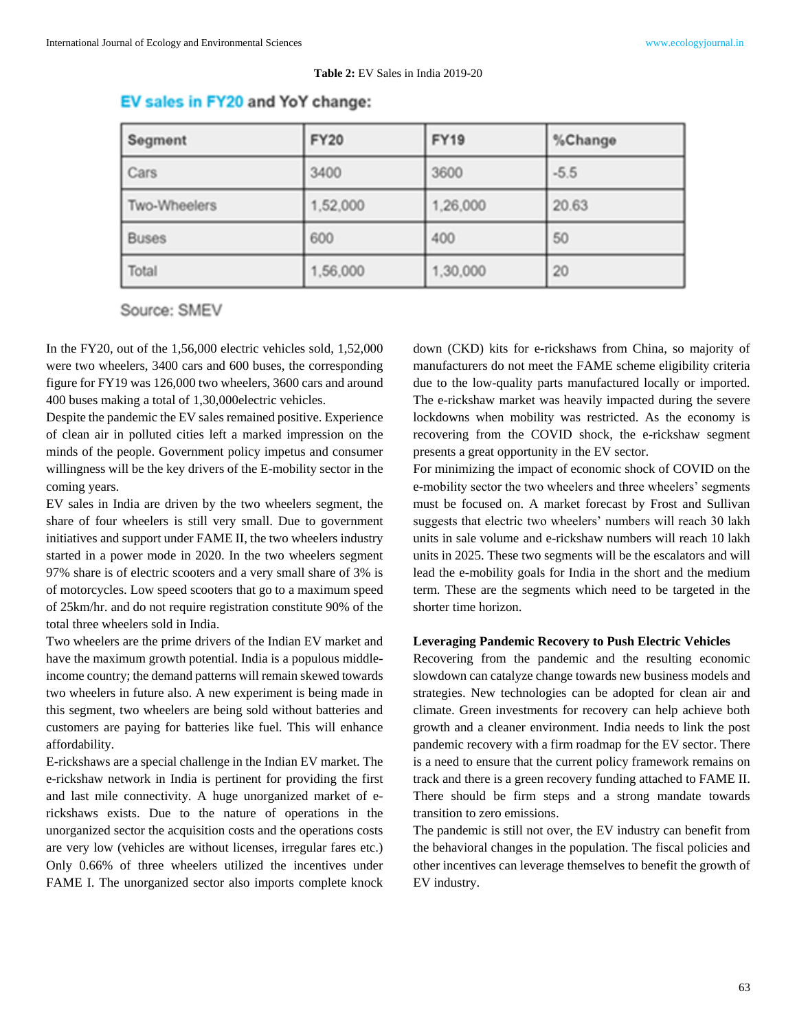**Table 2:** EV Sales in India 2019-20

**EV sales in FY20 and YoY change:**

| Segment | FY20 | FY19 | %Change |
|---|---|---|---|
| Cars | 3400 | 3600 | -5.5 |
| Two-Wheelers | 1,52,000 | 1,26,000 | 20.63 |
| Buses | 600 | 400 | 50 |
| Total | 1,56,000 | 1,30,000 | 20 |

Source: SMEV

In the FY20, out of the 1,56,000 electric vehicles sold, 1,52,000 were two wheelers, 3400 cars and 600 buses, the corresponding figure for FY19 was 126,000 two wheelers, 3600 cars and around 400 buses making a total of 1,30,000electric vehicles.

Despite the pandemic the EV sales remained positive. Experience of clean air in polluted cities left a marked impression on the minds of the people. Government policy impetus and consumer willingness will be the key drivers of the E-mobility sector in the coming years.

EV sales in India are driven by the two wheelers segment, the share of four wheelers is still very small. Due to government initiatives and support under FAME II, the two wheelers industry started in a power mode in 2020. In the two wheelers segment 97% share is of electric scooters and a very small share of 3% is of motorcycles. Low speed scooters that go to a maximum speed of 25km/hr. and do not require registration constitute 90% of the total three wheelers sold in India.

Two wheelers are the prime drivers of the Indian EV market and have the maximum growth potential. India is a populous middle-income country; the demand patterns will remain skewed towards two wheelers in future also. A new experiment is being made in this segment, two wheelers are being sold without batteries and customers are paying for batteries like fuel. This will enhance affordability.

E-rickshaws are a special challenge in the Indian EV market. The e-rickshaw network in India is pertinent for providing the first and last mile connectivity. A huge unorganized market of e-rickshaws exists. Due to the nature of operations in the unorganized sector the acquisition costs and the operations costs are very low (vehicles are without licenses, irregular fares etc.) Only 0.66% of three wheelers utilized the incentives under FAME I. The unorganized sector also imports complete knock down (CKD) kits for e-rickshaws from China, so majority of manufacturers do not meet the FAME scheme eligibility criteria due to the low-quality parts manufactured locally or imported. The e-rickshaw market was heavily impacted during the severe lockdowns when mobility was restricted. As the economy is recovering from the COVID shock, the e-rickshaw segment presents a great opportunity in the EV sector.

For minimizing the impact of economic shock of COVID on the e-mobility sector the two wheelers and three wheelers' segments must be focused on. A market forecast by Frost and Sullivan suggests that electric two wheelers' numbers will reach 30 lakh units in sale volume and e-rickshaw numbers will reach 10 lakh units in 2025. These two segments will be the escalators and will lead the e-mobility goals for India in the short and the medium term. These are the segments which need to be targeted in the shorter time horizon.

**Leveraging Pandemic Recovery to Push Electric Vehicles**

Recovering from the pandemic and the resulting economic slowdown can catalyze change towards new business models and strategies. New technologies can be adopted for clean air and climate. Green investments for recovery can help achieve both growth and a cleaner environment. India needs to link the post pandemic recovery with a firm roadmap for the EV sector. There is a need to ensure that the current policy framework remains on track and there is a green recovery funding attached to FAME II. There should be firm steps and a strong mandate towards transition to zero emissions.

The pandemic is still not over, the EV industry can benefit from the behavioral changes in the population. The fiscal policies and other incentives can leverage themselves to benefit the growth of EV industry.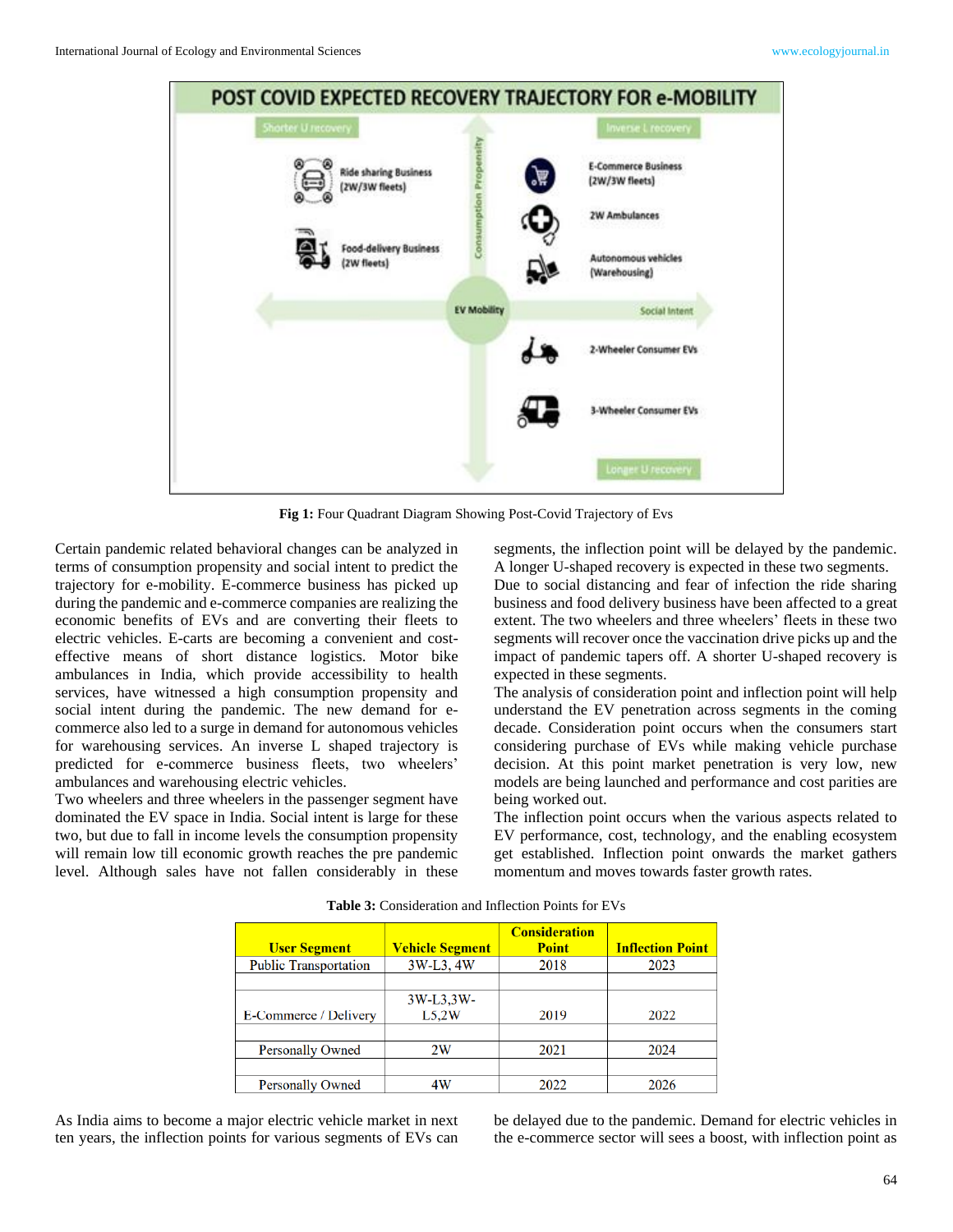**Fig 1:** Four Quadrant Diagram Showing Post-Covid Trajectory of Evs

Certain pandemic related behavioral changes can be analyzed in terms of consumption propensity and social intent to predict the trajectory for e-mobility. E-commerce business has picked up during the pandemic and e-commerce companies are realizing the economic benefits of EVs and are converting their fleets to electric vehicles. E-carts are becoming a convenient and cost-effective means of short distance logistics. Motor bike ambulances in India, which provide accessibility to health services, have witnessed a high consumption propensity and social intent during the pandemic. The new demand for e-commerce also led to a surge in demand for autonomous vehicles for warehousing services. An inverse L shaped trajectory is predicted for e-commerce business fleets, two wheelers' ambulances and warehousing electric vehicles.

Two wheelers and three wheelers in the passenger segment have dominated the EV space in India. Social intent is large for these two, but due to fall in income levels the consumption propensity will remain low till economic growth reaches the pre pandemic level. Although sales have not fallen considerably in these segments, the inflection point will be delayed by the pandemic. A longer U-shaped recovery is expected in these two segments.

Due to social distancing and fear of infection the ride sharing business and food delivery business have been affected to a great extent. The two wheelers and three wheelers' fleets in these two segments will recover once the vaccination drive picks up and the impact of pandemic tapers off. A shorter U-shaped recovery is expected in these segments.

The analysis of consideration point and inflection point will help understand the EV penetration across segments in the coming decade. Consideration point occurs when the consumers start considering purchase of EVs while making vehicle purchase decision. At this point market penetration is very low, new models are being launched and performance and cost parities are being worked out.

The inflection point occurs when the various aspects related to EV performance, cost, technology, and the enabling ecosystem get established. Inflection point onwards the market gathers momentum and moves towards faster growth rates.

**Table 3:** Consideration and Inflection Points for EVs

| User Segment | Vehicle Segment | Consideration Point | Inflection Point |
|---|---|---|---|
| Public Transportation | 3W-L3, 4W | 2018 | 2023 |
| E-Commerce / Delivery | 3W-L3,3W-L5,2W | 2019 | 2022 |
| Personally Owned | 2W | 2021 | 2024 |
| Personally Owned | 4W | 2022 | 2026 |

As India aims to become a major electric vehicle market in next ten years, the inflection points for various segments of EVs can be delayed due to the pandemic. Demand for electric vehicles in the e-commerce sector will sees a boost, with inflection point as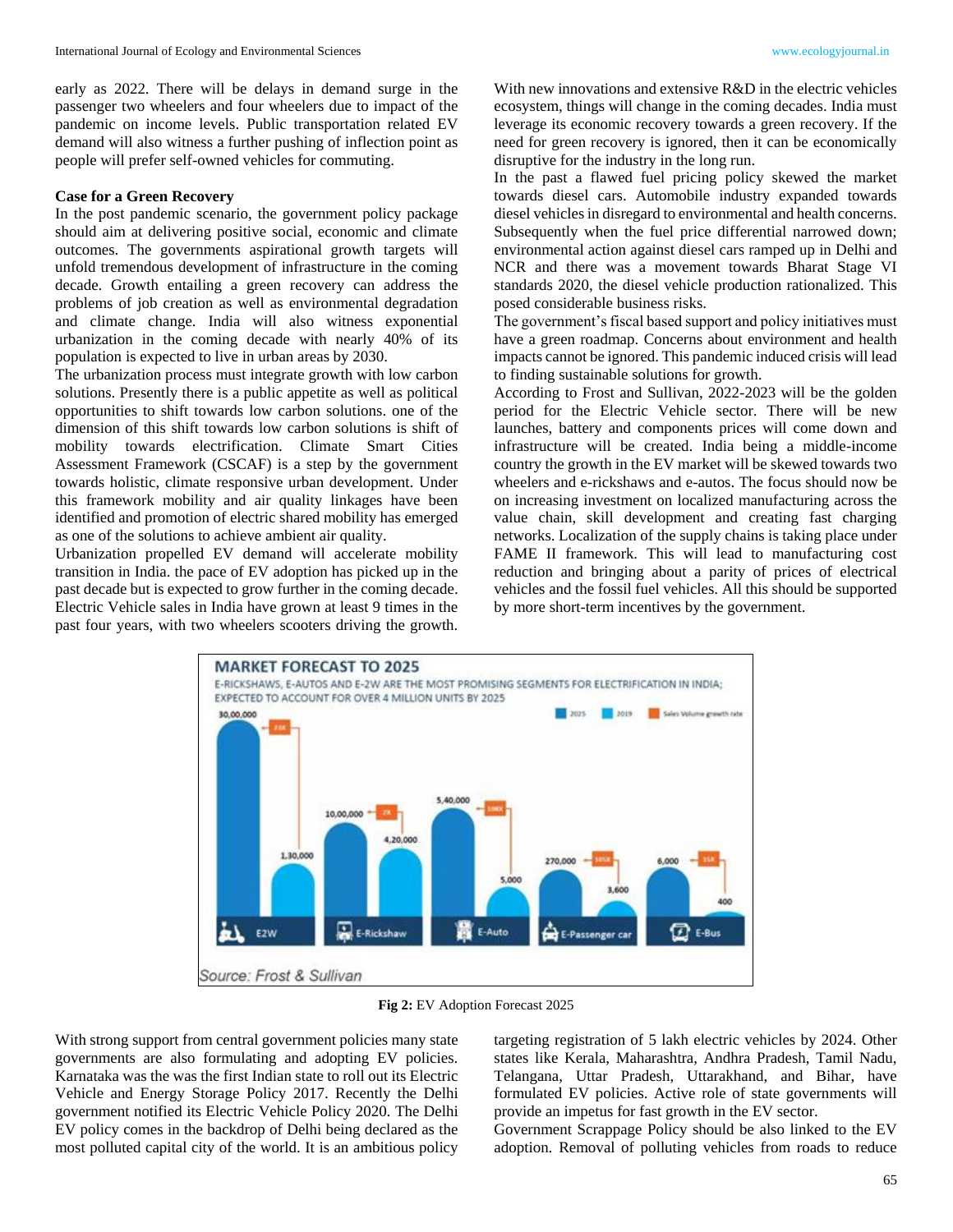early as 2022. There will be delays in demand surge in the passenger two wheelers and four wheelers due to impact of the pandemic on income levels. Public transportation related EV demand will also witness a further pushing of inflection point as people will prefer self-owned vehicles for commuting.

**Case for a Green Recovery**

In the post pandemic scenario, the government policy package should aim at delivering positive social, economic and climate outcomes. The governments aspirational growth targets will unfold tremendous development of infrastructure in the coming decade. Growth entailing a green recovery can address the problems of job creation as well as environmental degradation and climate change. India will also witness exponential urbanization in the coming decade with nearly 40% of its population is expected to live in urban areas by 2030.

The urbanization process must integrate growth with low carbon solutions. Presently there is a public appetite as well as political opportunities to shift towards low carbon solutions. one of the dimension of this shift towards low carbon solutions is shift of mobility towards electrification. Climate Smart Cities Assessment Framework (CSCAF) is a step by the government towards holistic, climate responsive urban development. Under this framework mobility and air quality linkages have been identified and promotion of electric shared mobility has emerged as one of the solutions to achieve ambient air quality.

Urbanization propelled EV demand will accelerate mobility transition in India. the pace of EV adoption has picked up in the past decade but is expected to grow further in the coming decade. Electric Vehicle sales in India have grown at least 9 times in the past four years, with two wheelers scooters driving the growth.

With new innovations and extensive R&D in the electric vehicles ecosystem, things will change in the coming decades. India must leverage its economic recovery towards a green recovery. If the need for green recovery is ignored, then it can be economically disruptive for the industry in the long run.

In the past a flawed fuel pricing policy skewed the market towards diesel cars. Automobile industry expanded towards diesel vehicles in disregard to environmental and health concerns. Subsequently when the fuel price differential narrowed down; environmental action against diesel cars ramped up in Delhi and NCR and there was a movement towards Bharat Stage VI standards 2020, the diesel vehicle production rationalized. This posed considerable business risks.

The government's fiscal based support and policy initiatives must have a green roadmap. Concerns about environment and health impacts cannot be ignored. This pandemic induced crisis will lead to finding sustainable solutions for growth.

According to Frost and Sullivan, 2022-2023 will be the golden period for the Electric Vehicle sector. There will be new launches, battery and components prices will come down and infrastructure will be created. India being a middle-income country the growth in the EV market will be skewed towards two wheelers and e-rickshaws and e-autos. The focus should now be on increasing investment on localized manufacturing across the value chain, skill development and creating fast charging networks. Localization of the supply chains is taking place under FAME II framework. This will lead to manufacturing cost reduction and bringing about a parity of prices of electrical vehicles and the fossil fuel vehicles. All this should be supported by more short-term incentives by the government.

**Fig 2:** EV Adoption Forecast 2025

With strong support from central government policies many state governments are also formulating and adopting EV policies. Karnataka was the was the first Indian state to roll out its Electric Vehicle and Energy Storage Policy 2017. Recently the Delhi government notified its Electric Vehicle Policy 2020. The Delhi EV policy comes in the backdrop of Delhi being declared as the most polluted capital city of the world. It is an ambitious policy targeting registration of 5 lakh electric vehicles by 2024. Other states like Kerala, Maharashtra, Andhra Pradesh, Tamil Nadu, Telangana, Uttar Pradesh, Uttarakhand, and Bihar, have formulated EV policies. Active role of state governments will provide an impetus for fast growth in the EV sector.

Government Scrappage Policy should be also linked to the EV adoption. Removal of polluting vehicles from roads to reduce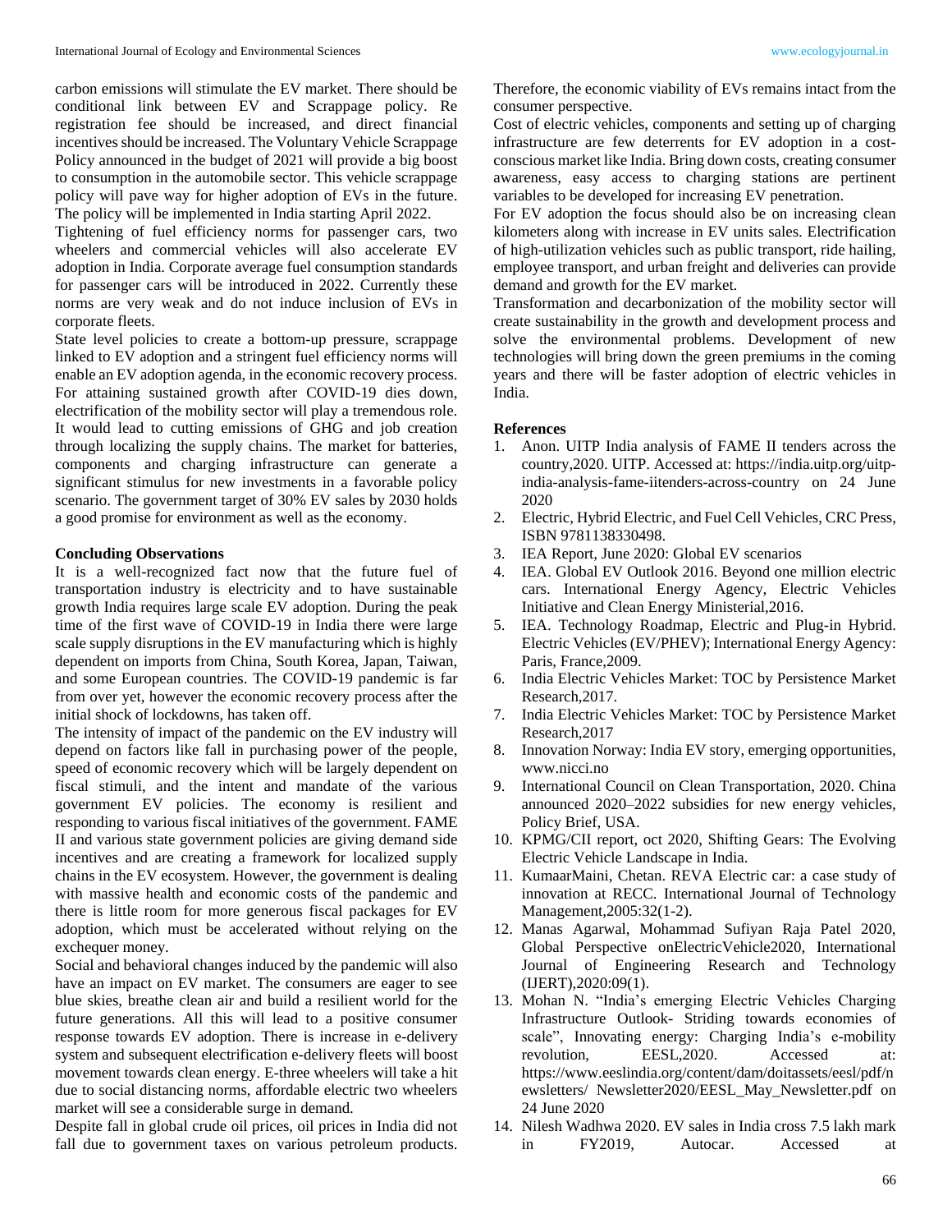carbon emissions will stimulate the EV market. There should be conditional link between EV and Scrappage policy. Re registration fee should be increased, and direct financial incentives should be increased. The Voluntary Vehicle Scrappage Policy announced in the budget of 2021 will provide a big boost to consumption in the automobile sector. This vehicle scrappage policy will pave way for higher adoption of EVs in the future. The policy will be implemented in India starting April 2022.

Tightening of fuel efficiency norms for passenger cars, two wheelers and commercial vehicles will also accelerate EV adoption in India. Corporate average fuel consumption standards for passenger cars will be introduced in 2022. Currently these norms are very weak and do not induce inclusion of EVs in corporate fleets.

State level policies to create a bottom-up pressure, scrappage linked to EV adoption and a stringent fuel efficiency norms will enable an EV adoption agenda, in the economic recovery process. For attaining sustained growth after COVID-19 dies down, electrification of the mobility sector will play a tremendous role. It would lead to cutting emissions of GHG and job creation through localizing the supply chains. The market for batteries, components and charging infrastructure can generate a significant stimulus for new investments in a favorable policy scenario. The government target of 30% EV sales by 2030 holds a good promise for environment as well as the economy.

**Concluding Observations**

It is a well-recognized fact now that the future fuel of transportation industry is electricity and to have sustainable growth India requires large scale EV adoption. During the peak time of the first wave of COVID-19 in India there were large scale supply disruptions in the EV manufacturing which is highly dependent on imports from China, South Korea, Japan, Taiwan, and some European countries. The COVID-19 pandemic is far from over yet, however the economic recovery process after the initial shock of lockdowns, has taken off.

The intensity of impact of the pandemic on the EV industry will depend on factors like fall in purchasing power of the people, speed of economic recovery which will be largely dependent on fiscal stimuli, and the intent and mandate of the various government EV policies. The economy is resilient and responding to various fiscal initiatives of the government. FAME II and various state government policies are giving demand side incentives and are creating a framework for localized supply chains in the EV ecosystem. However, the government is dealing with massive health and economic costs of the pandemic and there is little room for more generous fiscal packages for EV adoption, which must be accelerated without relying on the exchequer money.

Social and behavioral changes induced by the pandemic will also have an impact on EV market. The consumers are eager to see blue skies, breathe clean air and build a resilient world for the future generations. All this will lead to a positive consumer response towards EV adoption. There is increase in e-delivery system and subsequent electrification e-delivery fleets will boost movement towards clean energy. E-three wheelers will take a hit due to social distancing norms, affordable electric two wheelers market will see a considerable surge in demand.

Despite fall in global crude oil prices, oil prices in India did not fall due to government taxes on various petroleum products. Therefore, the economic viability of EVs remains intact from the consumer perspective.

Cost of electric vehicles, components and setting up of charging infrastructure are few deterrents for EV adoption in a cost-conscious market like India. Bring down costs, creating consumer awareness, easy access to charging stations are pertinent variables to be developed for increasing EV penetration.

For EV adoption the focus should also be on increasing clean kilometers along with increase in EV units sales. Electrification of high-utilization vehicles such as public transport, ride hailing, employee transport, and urban freight and deliveries can provide demand and growth for the EV market.

Transformation and decarbonization of the mobility sector will create sustainability in the growth and development process and solve the environmental problems. Development of new technologies will bring down the green premiums in the coming years and there will be faster adoption of electric vehicles in India.

**References**

1. Anon. UITP India analysis of FAME II tenders across the country,2020. UITP. Accessed at: https://india.uitp.org/uitp-india-analysis-fame-iitenders-across-country on 24 June 2020
2. Electric, Hybrid Electric, and Fuel Cell Vehicles, CRC Press, ISBN 9781138330498.
3. IEA Report, June 2020: Global EV scenarios
4. IEA. Global EV Outlook 2016. Beyond one million electric cars. International Energy Agency, Electric Vehicles Initiative and Clean Energy Ministerial,2016.
5. IEA. Technology Roadmap, Electric and Plug-in Hybrid. Electric Vehicles (EV/PHEV); International Energy Agency: Paris, France,2009.
6. India Electric Vehicles Market: TOC by Persistence Market Research,2017.
7. India Electric Vehicles Market: TOC by Persistence Market Research,2017
8. Innovation Norway: India EV story, emerging opportunities, www.nicci.no
9. International Council on Clean Transportation, 2020. China announced 2020–2022 subsidies for new energy vehicles, Policy Brief, USA.
10. KPMG/CII report, oct 2020, Shifting Gears: The Evolving Electric Vehicle Landscape in India.
11. KumaarMaini, Chetan. REVA Electric car: a case study of innovation at RECC. International Journal of Technology Management,2005:32(1-2).
12. Manas Agarwal, Mohammad Sufiyan Raja Patel 2020, Global Perspective onElectricVehicle2020, International Journal of Engineering Research and Technology (IJERT),2020:09(1).
13. Mohan N. "India's emerging Electric Vehicles Charging Infrastructure Outlook- Striding towards economies of scale", Innovating energy: Charging India's e-mobility revolution, EESL,2020. Accessed at: https://www.eeslindia.org/content/dam/doitassets/eesl/pdf/newsletters/ Newsletter2020/EESL_May_Newsletter.pdf on 24 June 2020
14. Nilesh Wadhwa 2020. EV sales in India cross 7.5 lakh mark in FY2019, Autocar. Accessed at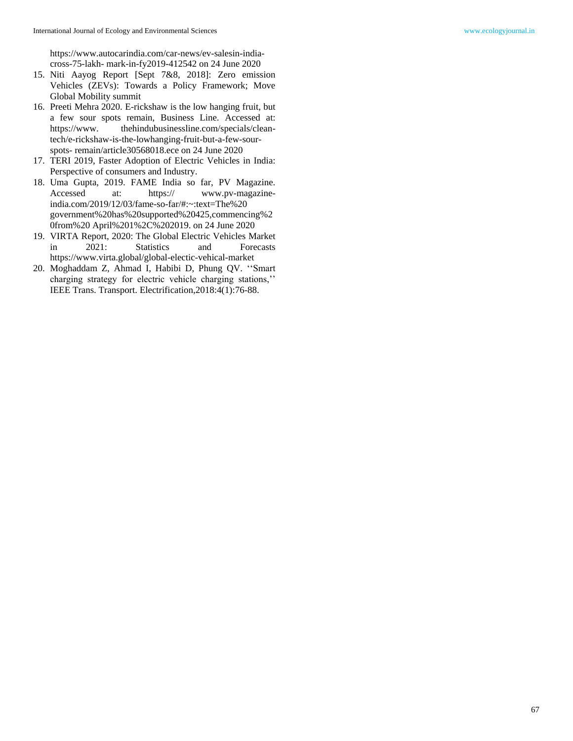https://www.autocarindia.com/car-news/ev-salesin-india-cross-75-lakh- mark-in-fy2019-412542 on 24 June 2020

15. Niti Aayog Report [Sept 7&8, 2018]: Zero emission Vehicles (ZEVs): Towards a Policy Framework; Move Global Mobility summit
16. Preeti Mehra 2020. E-rickshaw is the low hanging fruit, but a few sour spots remain, Business Line. Accessed at: https://www. thehindubusinessline.com/specials/clean-tech/e-rickshaw-is-the-lowhanging-fruit-but-a-few-sour-spots- remain/article30568018.ece on 24 June 2020
17. TERI 2019, Faster Adoption of Electric Vehicles in India: Perspective of consumers and Industry.
18. Uma Gupta, 2019. FAME India so far, PV Magazine. Accessed at: https:// www.pv-magazine-india.com/2019/12/03/fame-so-far/#:~:text=The%20 government%20has%20supported%20425,commencing%20from%20 April%201%2C%202019. on 24 June 2020
19. VIRTA Report, 2020: The Global Electric Vehicles Market in 2021: Statistics and Forecasts https://www.virta.global/global-electic-vehical-market
20. Moghaddam Z, Ahmad I, Habibi D, Phung QV. ''Smart charging strategy for electric vehicle charging stations,'' IEEE Trans. Transport. Electrification,2018:4(1):76-88.